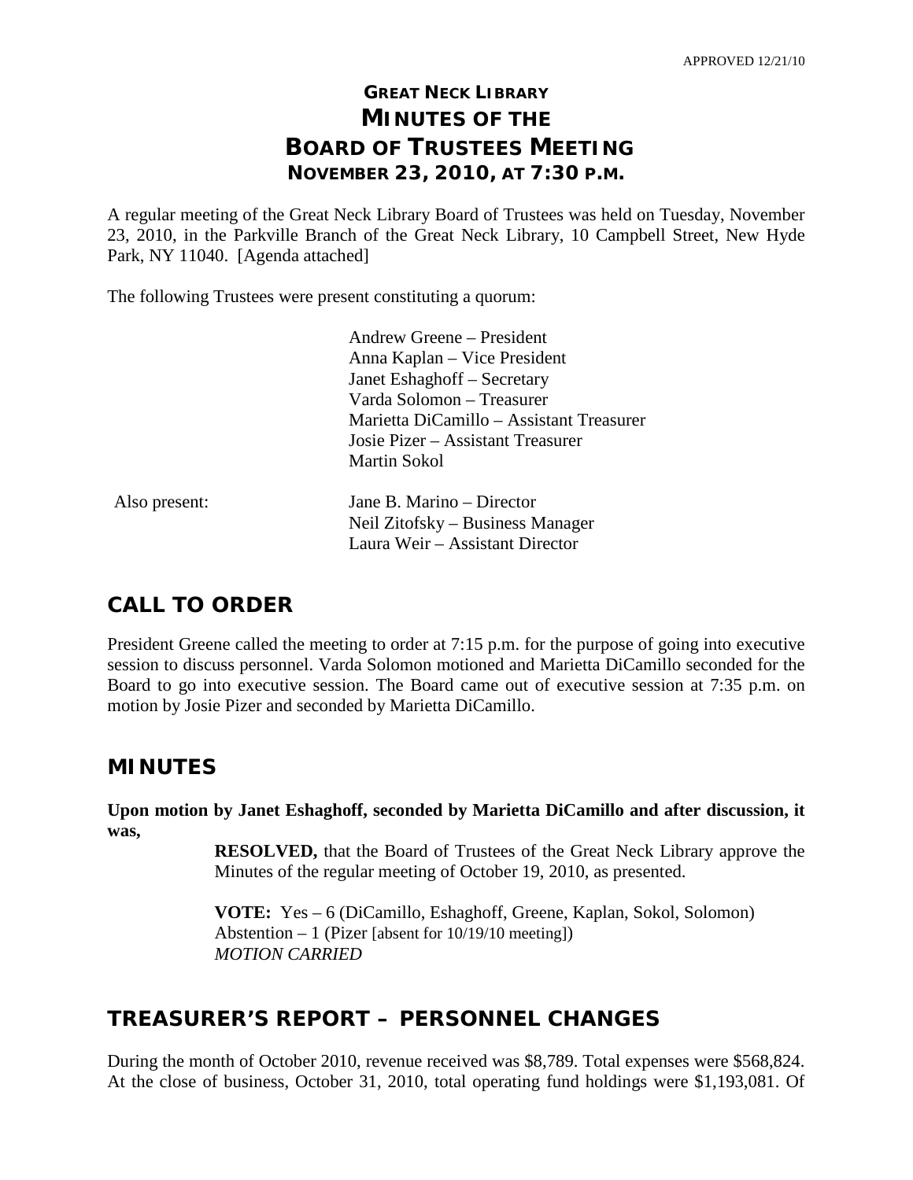APPROVED 12/21/10

# GREAT NECK LIBRARY
# MINUTES OF THE BOARD OF TRUSTEES MEETING
## NOVEMBER 23, 2010, AT 7:30 P.M.

A regular meeting of the Great Neck Library Board of Trustees was held on Tuesday, November 23, 2010, in the Parkville Branch of the Great Neck Library, 10 Campbell Street, New Hyde Park, NY 11040. [Agenda attached]

The following Trustees were present constituting a quorum:

Andrew Greene – President
Anna Kaplan – Vice President
Janet Eshaghoff – Secretary
Varda Solomon – Treasurer
Marietta DiCamillo – Assistant Treasurer
Josie Pizer – Assistant Treasurer
Martin Sokol

Also present:

Jane B. Marino – Director
Neil Zitofsky – Business Manager
Laura Weir – Assistant Director

## CALL TO ORDER

President Greene called the meeting to order at 7:15 p.m. for the purpose of going into executive session to discuss personnel. Varda Solomon motioned and Marietta DiCamillo seconded for the Board to go into executive session. The Board came out of executive session at 7:35 p.m. on motion by Josie Pizer and seconded by Marietta DiCamillo.

## MINUTES

**Upon motion by Janet Eshaghoff, seconded by Marietta DiCamillo and after discussion, it was,**

> **RESOLVED,** that the Board of Trustees of the Great Neck Library approve the Minutes of the regular meeting of October 19, 2010, as presented.
>
> **VOTE:** Yes – 6 (DiCamillo, Eshaghoff, Greene, Kaplan, Sokol, Solomon)
> Abstention – 1 (Pizer [absent for 10/19/10 meeting])
> *MOTION CARRIED*

## TREASURER'S REPORT – PERSONNEL CHANGES

During the month of October 2010, revenue received was $8,789. Total expenses were $568,824. At the close of business, October 31, 2010, total operating fund holdings were $1,193,081. Of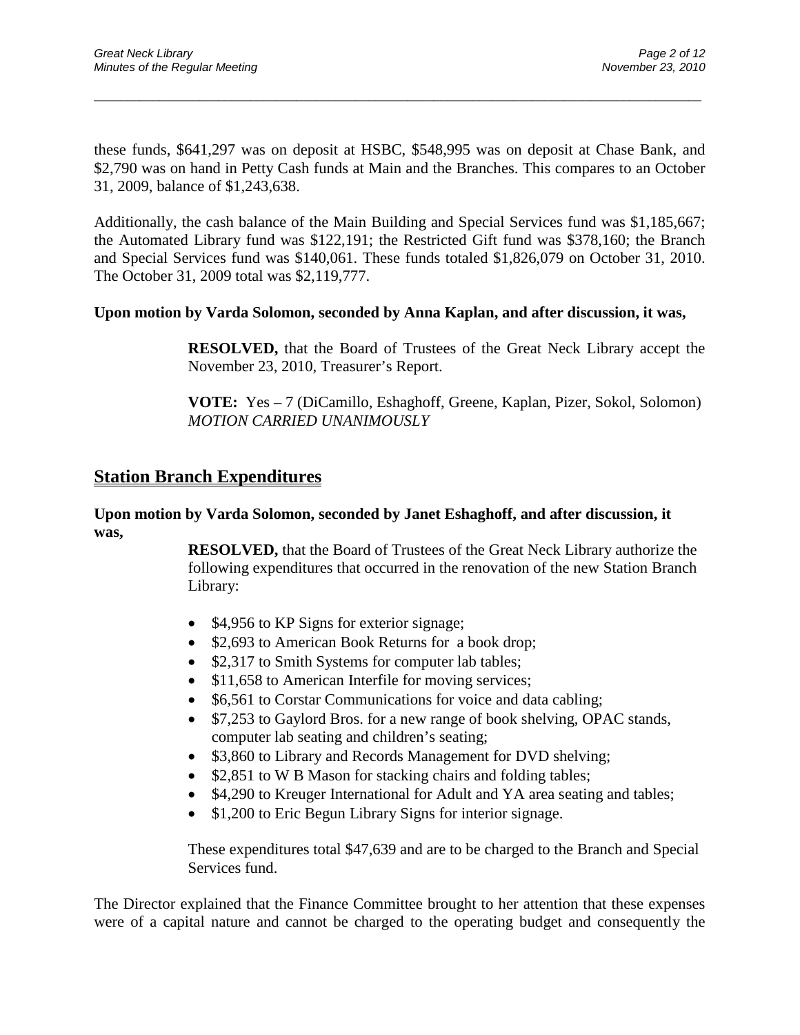these funds, $641,297 was on deposit at HSBC, $548,995 was on deposit at Chase Bank, and $2,790 was on hand in Petty Cash funds at Main and the Branches. This compares to an October 31, 2009, balance of $1,243,638.

Additionally, the cash balance of the Main Building and Special Services fund was $1,185,667; the Automated Library fund was $122,191; the Restricted Gift fund was $378,160; the Branch and Special Services fund was $140,061. These funds totaled $1,826,079 on October 31, 2010. The October 31, 2009 total was $2,119,777.

**Upon motion by Varda Solomon, seconded by Anna Kaplan, and after discussion, it was,**

> **RESOLVED,** that the Board of Trustees of the Great Neck Library accept the November 23, 2010, Treasurer's Report.
>
> **VOTE:** Yes – 7 (DiCamillo, Eshaghoff, Greene, Kaplan, Pizer, Sokol, Solomon) *MOTION CARRIED UNANIMOUSLY*

## Station Branch Expenditures

**Upon motion by Varda Solomon, seconded by Janet Eshaghoff, and after discussion, it was,**

> **RESOLVED,** that the Board of Trustees of the Great Neck Library authorize the following expenditures that occurred in the renovation of the new Station Branch Library:
>
> - $4,956 to KP Signs for exterior signage;
> - $2,693 to American Book Returns for a book drop;
> - $2,317 to Smith Systems for computer lab tables;
> - $11,658 to American Interfile for moving services;
> - $6,561 to Corstar Communications for voice and data cabling;
> - $7,253 to Gaylord Bros. for a new range of book shelving, OPAC stands, computer lab seating and children's seating;
> - $3,860 to Library and Records Management for DVD shelving;
> - $2,851 to W B Mason for stacking chairs and folding tables;
> - $4,290 to Kreuger International for Adult and YA area seating and tables;
> - $1,200 to Eric Begun Library Signs for interior signage.
>
> These expenditures total $47,639 and are to be charged to the Branch and Special Services fund.

The Director explained that the Finance Committee brought to her attention that these expenses were of a capital nature and cannot be charged to the operating budget and consequently the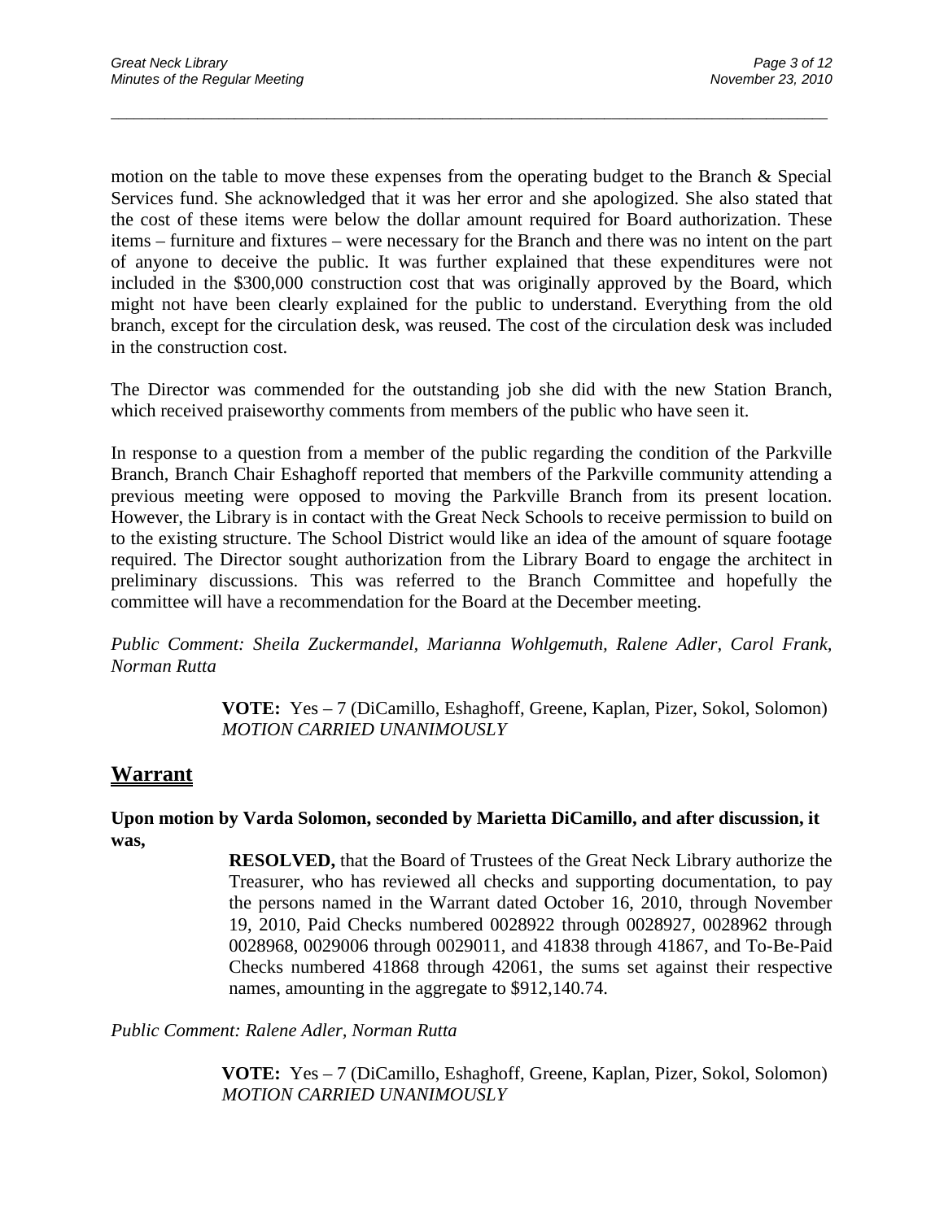motion on the table to move these expenses from the operating budget to the Branch & Special Services fund. She acknowledged that it was her error and she apologized. She also stated that the cost of these items were below the dollar amount required for Board authorization. These items – furniture and fixtures – were necessary for the Branch and there was no intent on the part of anyone to deceive the public. It was further explained that these expenditures were not included in the $300,000 construction cost that was originally approved by the Board, which might not have been clearly explained for the public to understand. Everything from the old branch, except for the circulation desk, was reused. The cost of the circulation desk was included in the construction cost.

The Director was commended for the outstanding job she did with the new Station Branch, which received praiseworthy comments from members of the public who have seen it.

In response to a question from a member of the public regarding the condition of the Parkville Branch, Branch Chair Eshaghoff reported that members of the Parkville community attending a previous meeting were opposed to moving the Parkville Branch from its present location. However, the Library is in contact with the Great Neck Schools to receive permission to build on to the existing structure. The School District would like an idea of the amount of square footage required. The Director sought authorization from the Library Board to engage the architect in preliminary discussions. This was referred to the Branch Committee and hopefully the committee will have a recommendation for the Board at the December meeting.

*Public Comment: Sheila Zuckermandel, Marianna Wohlgemuth, Ralene Adler, Carol Frank, Norman Rutta*

> **VOTE:** Yes – 7 (DiCamillo, Eshaghoff, Greene, Kaplan, Pizer, Sokol, Solomon)
> *MOTION CARRIED UNANIMOUSLY*

## Warrant

**Upon motion by Varda Solomon, seconded by Marietta DiCamillo, and after discussion, it was,**

> **RESOLVED,** that the Board of Trustees of the Great Neck Library authorize the Treasurer, who has reviewed all checks and supporting documentation, to pay the persons named in the Warrant dated October 16, 2010, through November 19, 2010, Paid Checks numbered 0028922 through 0028927, 0028962 through 0028968, 0029006 through 0029011, and 41838 through 41867, and To-Be-Paid Checks numbered 41868 through 42061, the sums set against their respective names, amounting in the aggregate to $912,140.74.

*Public Comment: Ralene Adler, Norman Rutta*

> **VOTE:** Yes – 7 (DiCamillo, Eshaghoff, Greene, Kaplan, Pizer, Sokol, Solomon)
> *MOTION CARRIED UNANIMOUSLY*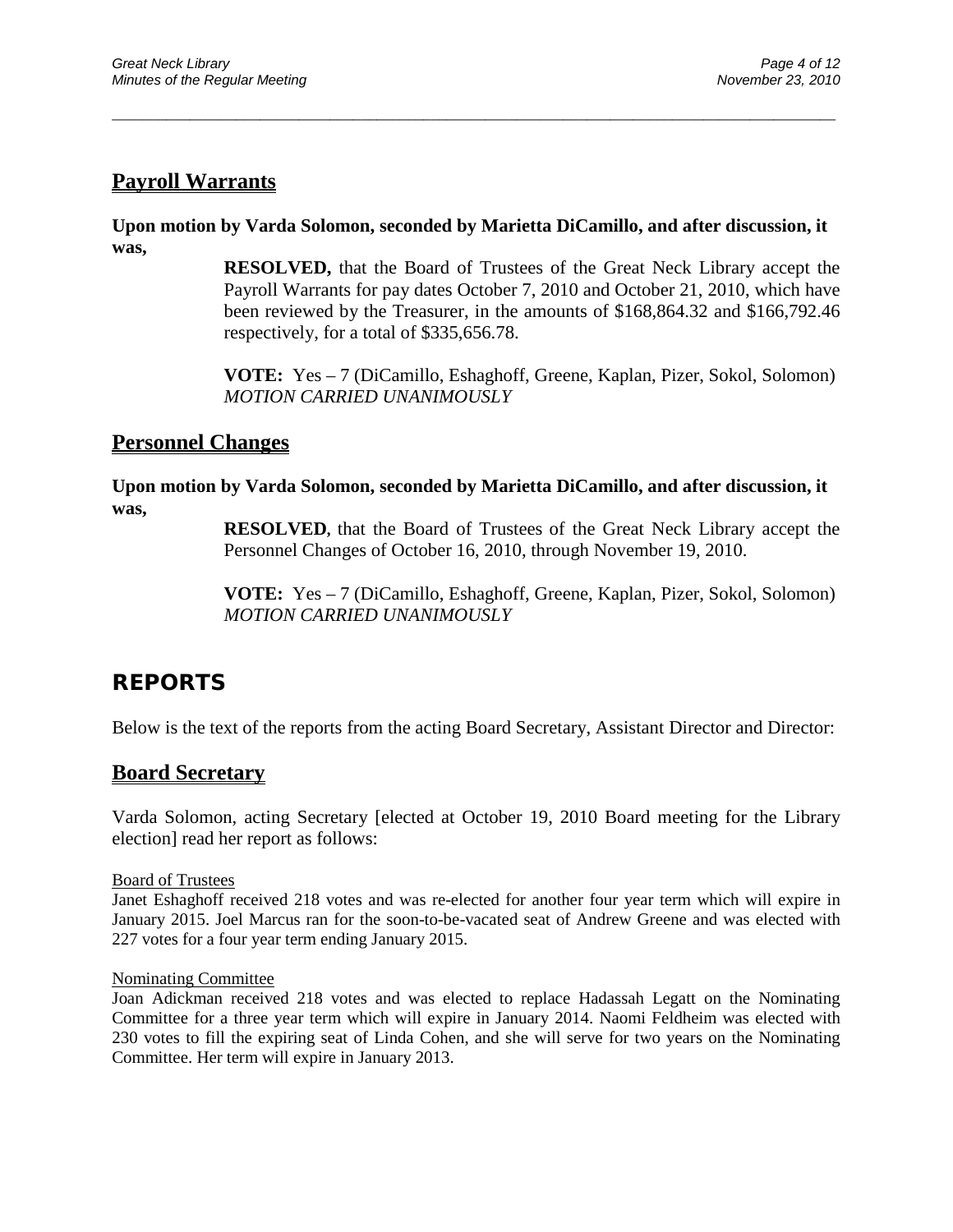## Payroll Warrants

**Upon motion by Varda Solomon, seconded by Marietta DiCamillo, and after discussion, it was,**

> **RESOLVED,** that the Board of Trustees of the Great Neck Library accept the Payroll Warrants for pay dates October 7, 2010 and October 21, 2010, which have been reviewed by the Treasurer, in the amounts of $168,864.32 and $166,792.46 respectively, for a total of $335,656.78.
>
> **VOTE:** Yes – 7 (DiCamillo, Eshaghoff, Greene, Kaplan, Pizer, Sokol, Solomon)
> *MOTION CARRIED UNANIMOUSLY*

## Personnel Changes

**Upon motion by Varda Solomon, seconded by Marietta DiCamillo, and after discussion, it was,**

> **RESOLVED**, that the Board of Trustees of the Great Neck Library accept the Personnel Changes of October 16, 2010, through November 19, 2010.
>
> **VOTE:** Yes – 7 (DiCamillo, Eshaghoff, Greene, Kaplan, Pizer, Sokol, Solomon)
> *MOTION CARRIED UNANIMOUSLY*

# REPORTS

Below is the text of the reports from the acting Board Secretary, Assistant Director and Director:

## Board Secretary

Varda Solomon, acting Secretary [elected at October 19, 2010 Board meeting for the Library election] read her report as follows:

Board of Trustees

Janet Eshaghoff received 218 votes and was re-elected for another four year term which will expire in January 2015. Joel Marcus ran for the soon-to-be-vacated seat of Andrew Greene and was elected with 227 votes for a four year term ending January 2015.

Nominating Committee

Joan Adickman received 218 votes and was elected to replace Hadassah Legatt on the Nominating Committee for a three year term which will expire in January 2014. Naomi Feldheim was elected with 230 votes to fill the expiring seat of Linda Cohen, and she will serve for two years on the Nominating Committee. Her term will expire in January 2013.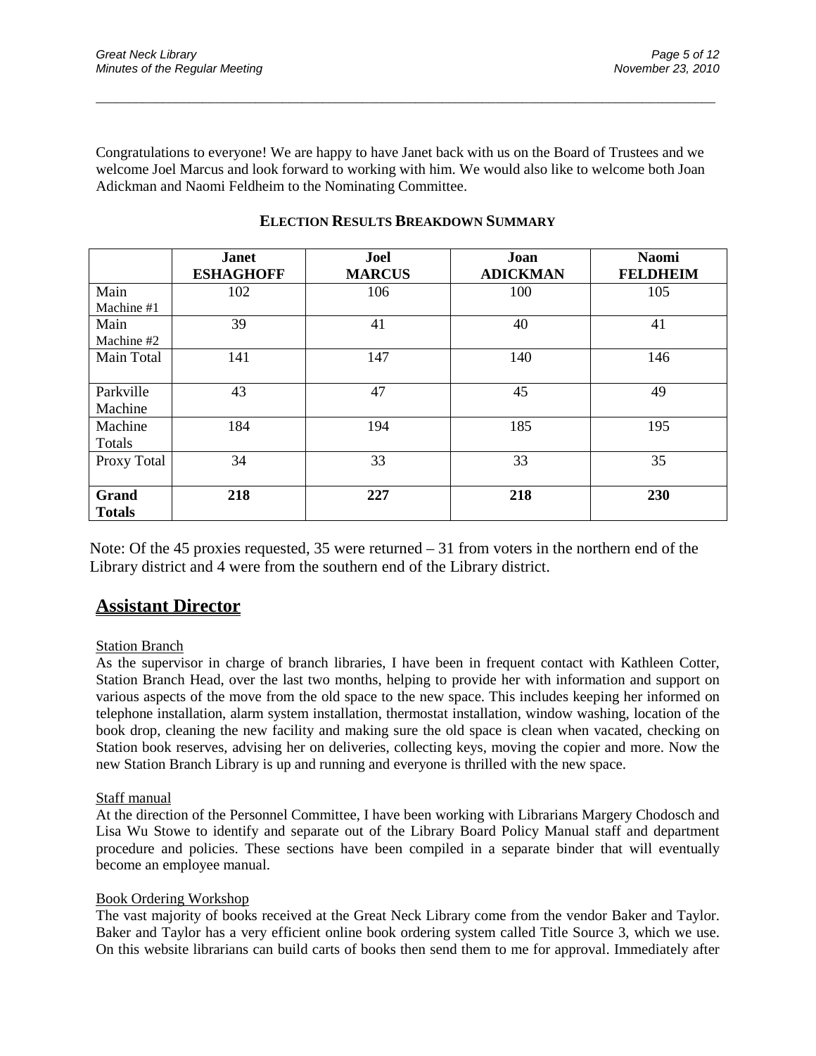Congratulations to everyone! We are happy to have Janet back with us on the Board of Trustees and we welcome Joel Marcus and look forward to working with him. We would also like to welcome both Joan Adickman and Naomi Feldheim to the Nominating Committee.

**ELECTION RESULTS BREAKDOWN SUMMARY**

| | **Janet ESHAGHOFF** | **Joel MARCUS** | **Joan ADICKMAN** | **Naomi FELDHEIM** |
|---|---|---|---|---|
| Main Machine #1 | 102 | 106 | 100 | 105 |
| Main Machine #2 | 39 | 41 | 40 | 41 |
| Main Total | 141 | 147 | 140 | 146 |
| Parkville Machine | 43 | 47 | 45 | 49 |
| Machine Totals | 184 | 194 | 185 | 195 |
| Proxy Total | 34 | 33 | 33 | 35 |
| **Grand Totals** | **218** | **227** | **218** | **230** |

Note: Of the 45 proxies requested, 35 were returned – 31 from voters in the northern end of the Library district and 4 were from the southern end of the Library district.

## Assistant Director

Station Branch

As the supervisor in charge of branch libraries, I have been in frequent contact with Kathleen Cotter, Station Branch Head, over the last two months, helping to provide her with information and support on various aspects of the move from the old space to the new space. This includes keeping her informed on telephone installation, alarm system installation, thermostat installation, window washing, location of the book drop, cleaning the new facility and making sure the old space is clean when vacated, checking on Station book reserves, advising her on deliveries, collecting keys, moving the copier and more. Now the new Station Branch Library is up and running and everyone is thrilled with the new space.

Staff manual

At the direction of the Personnel Committee, I have been working with Librarians Margery Chodosch and Lisa Wu Stowe to identify and separate out of the Library Board Policy Manual staff and department procedure and policies. These sections have been compiled in a separate binder that will eventually become an employee manual.

Book Ordering Workshop

The vast majority of books received at the Great Neck Library come from the vendor Baker and Taylor. Baker and Taylor has a very efficient online book ordering system called Title Source 3, which we use. On this website librarians can build carts of books then send them to me for approval. Immediately after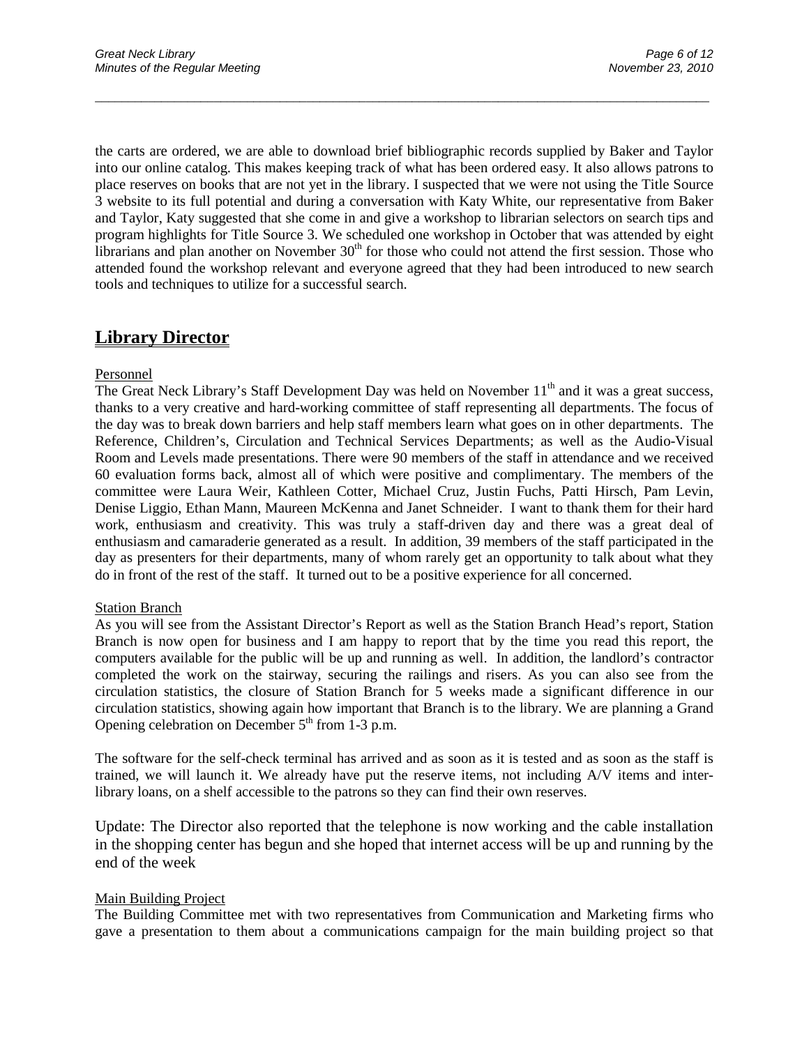the carts are ordered, we are able to download brief bibliographic records supplied by Baker and Taylor into our online catalog. This makes keeping track of what has been ordered easy. It also allows patrons to place reserves on books that are not yet in the library. I suspected that we were not using the Title Source 3 website to its full potential and during a conversation with Katy White, our representative from Baker and Taylor, Katy suggested that she come in and give a workshop to librarian selectors on search tips and program highlights for Title Source 3. We scheduled one workshop in October that was attended by eight librarians and plan another on November 30th for those who could not attend the first session. Those who attended found the workshop relevant and everyone agreed that they had been introduced to new search tools and techniques to utilize for a successful search.

# Library Director

## Personnel

The Great Neck Library's Staff Development Day was held on November 11th and it was a great success, thanks to a very creative and hard-working committee of staff representing all departments. The focus of the day was to break down barriers and help staff members learn what goes on in other departments. The Reference, Children's, Circulation and Technical Services Departments; as well as the Audio-Visual Room and Levels made presentations. There were 90 members of the staff in attendance and we received 60 evaluation forms back, almost all of which were positive and complimentary. The members of the committee were Laura Weir, Kathleen Cotter, Michael Cruz, Justin Fuchs, Patti Hirsch, Pam Levin, Denise Liggio, Ethan Mann, Maureen McKenna and Janet Schneider. I want to thank them for their hard work, enthusiasm and creativity. This was truly a staff-driven day and there was a great deal of enthusiasm and camaraderie generated as a result. In addition, 39 members of the staff participated in the day as presenters for their departments, many of whom rarely get an opportunity to talk about what they do in front of the rest of the staff. It turned out to be a positive experience for all concerned.

## Station Branch

As you will see from the Assistant Director's Report as well as the Station Branch Head's report, Station Branch is now open for business and I am happy to report that by the time you read this report, the computers available for the public will be up and running as well. In addition, the landlord's contractor completed the work on the stairway, securing the railings and risers. As you can also see from the circulation statistics, the closure of Station Branch for 5 weeks made a significant difference in our circulation statistics, showing again how important that Branch is to the library. We are planning a Grand Opening celebration on December 5th from 1-3 p.m.

The software for the self-check terminal has arrived and as soon as it is tested and as soon as the staff is trained, we will launch it. We already have put the reserve items, not including A/V items and inter-library loans, on a shelf accessible to the patrons so they can find their own reserves.

Update: The Director also reported that the telephone is now working and the cable installation in the shopping center has begun and she hoped that internet access will be up and running by the end of the week

## Main Building Project

The Building Committee met with two representatives from Communication and Marketing firms who gave a presentation to them about a communications campaign for the main building project so that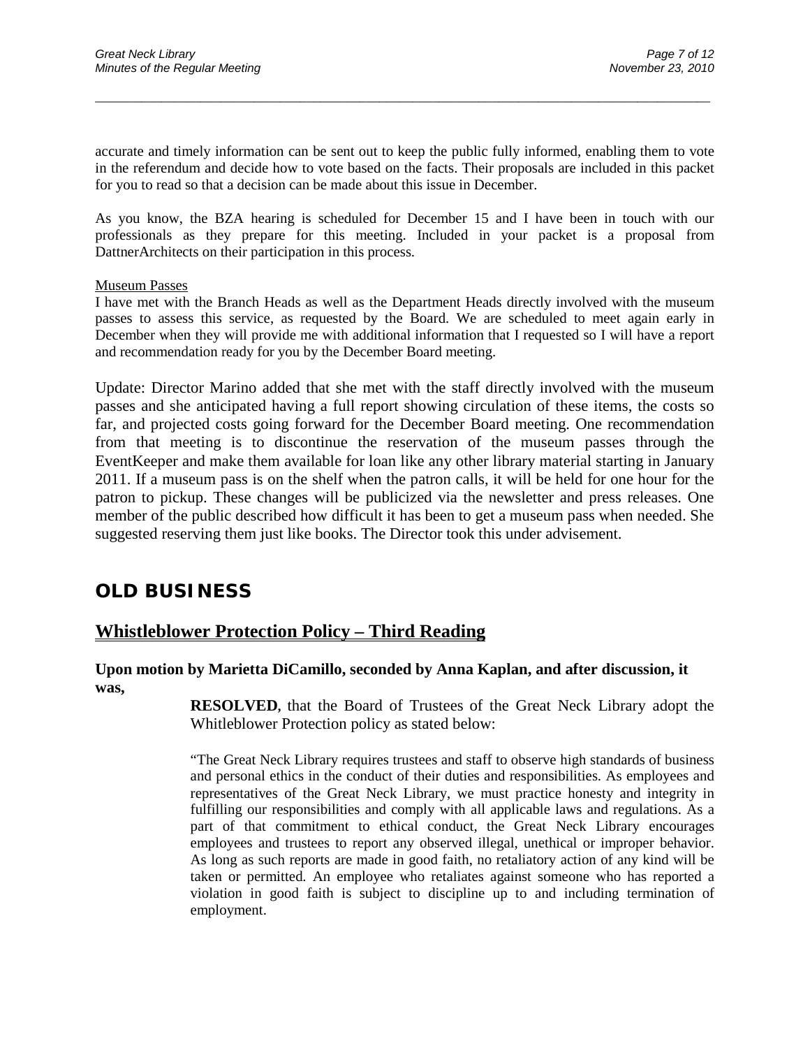accurate and timely information can be sent out to keep the public fully informed, enabling them to vote in the referendum and decide how to vote based on the facts. Their proposals are included in this packet for you to read so that a decision can be made about this issue in December.

As you know, the BZA hearing is scheduled for December 15 and I have been in touch with our professionals as they prepare for this meeting. Included in your packet is a proposal from DattnerArchitects on their participation in this process.

Museum Passes

I have met with the Branch Heads as well as the Department Heads directly involved with the museum passes to assess this service, as requested by the Board. We are scheduled to meet again early in December when they will provide me with additional information that I requested so I will have a report and recommendation ready for you by the December Board meeting.

Update: Director Marino added that she met with the staff directly involved with the museum passes and she anticipated having a full report showing circulation of these items, the costs so far, and projected costs going forward for the December Board meeting. One recommendation from that meeting is to discontinue the reservation of the museum passes through the EventKeeper and make them available for loan like any other library material starting in January 2011. If a museum pass is on the shelf when the patron calls, it will be held for one hour for the patron to pickup. These changes will be publicized via the newsletter and press releases. One member of the public described how difficult it has been to get a museum pass when needed. She suggested reserving them just like books. The Director took this under advisement.

## OLD BUSINESS

## Whistleblower Protection Policy – Third Reading

**Upon motion by Marietta DiCamillo, seconded by Anna Kaplan, and after discussion, it was,**

> **RESOLVED**, that the Board of Trustees of the Great Neck Library adopt the Whitleblower Protection policy as stated below:
>
> "The Great Neck Library requires trustees and staff to observe high standards of business and personal ethics in the conduct of their duties and responsibilities. As employees and representatives of the Great Neck Library, we must practice honesty and integrity in fulfilling our responsibilities and comply with all applicable laws and regulations. As a part of that commitment to ethical conduct, the Great Neck Library encourages employees and trustees to report any observed illegal, unethical or improper behavior. As long as such reports are made in good faith, no retaliatory action of any kind will be taken or permitted. An employee who retaliates against someone who has reported a violation in good faith is subject to discipline up to and including termination of employment.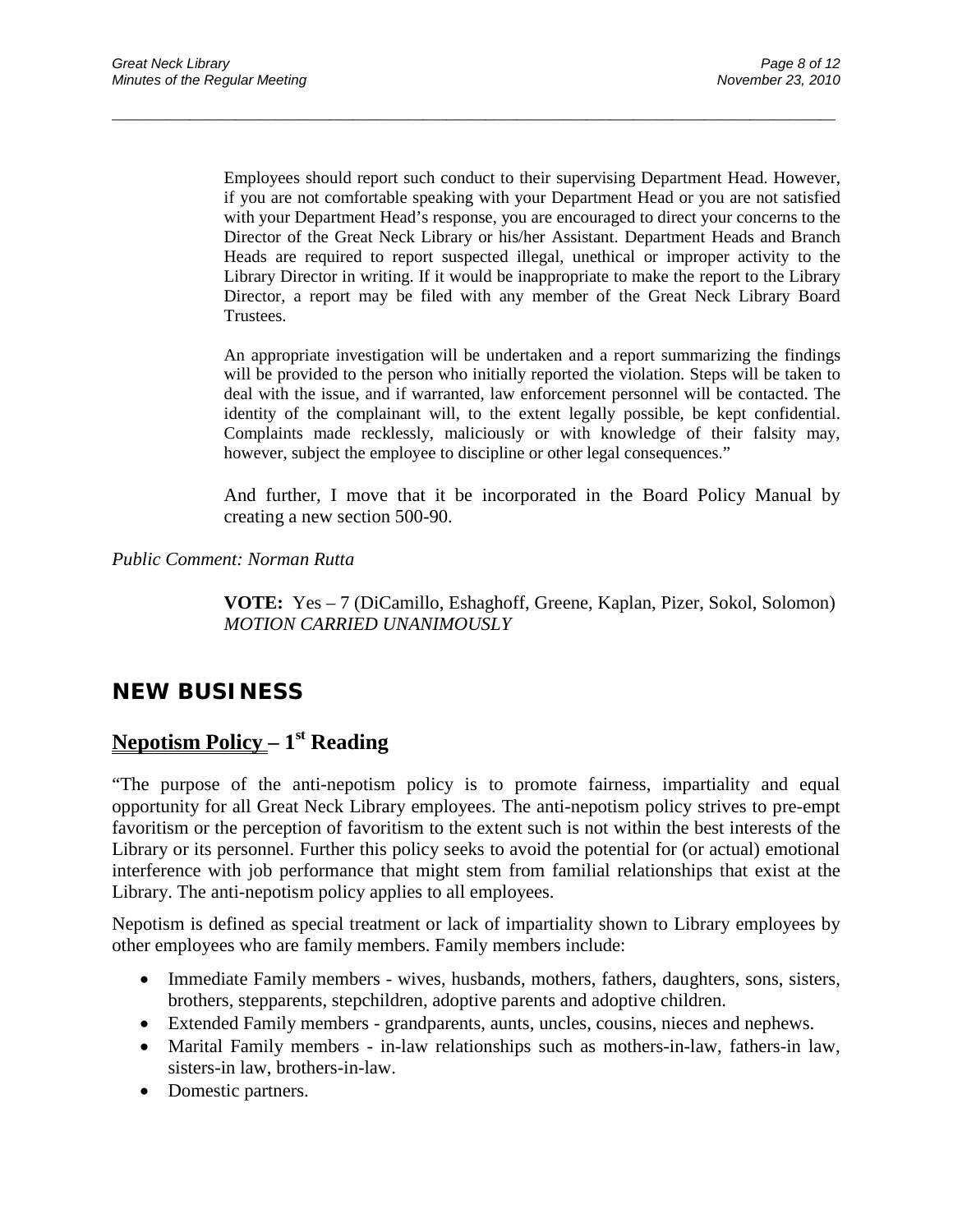Employees should report such conduct to their supervising Department Head. However, if you are not comfortable speaking with your Department Head or you are not satisfied with your Department Head's response, you are encouraged to direct your concerns to the Director of the Great Neck Library or his/her Assistant. Department Heads and Branch Heads are required to report suspected illegal, unethical or improper activity to the Library Director in writing. If it would be inappropriate to make the report to the Library Director, a report may be filed with any member of the Great Neck Library Board Trustees.

An appropriate investigation will be undertaken and a report summarizing the findings will be provided to the person who initially reported the violation. Steps will be taken to deal with the issue, and if warranted, law enforcement personnel will be contacted. The identity of the complainant will, to the extent legally possible, be kept confidential. Complaints made recklessly, maliciously or with knowledge of their falsity may, however, subject the employee to discipline or other legal consequences."

And further, I move that it be incorporated in the Board Policy Manual by creating a new section 500-90.

*Public Comment: Norman Rutta*

**VOTE:** Yes – 7 (DiCamillo, Eshaghoff, Greene, Kaplan, Pizer, Sokol, Solomon)
*MOTION CARRIED UNANIMOUSLY*

## NEW BUSINESS

## Nepotism Policy – 1st Reading

"The purpose of the anti-nepotism policy is to promote fairness, impartiality and equal opportunity for all Great Neck Library employees. The anti-nepotism policy strives to pre-empt favoritism or the perception of favoritism to the extent such is not within the best interests of the Library or its personnel. Further this policy seeks to avoid the potential for (or actual) emotional interference with job performance that might stem from familial relationships that exist at the Library. The anti-nepotism policy applies to all employees.

Nepotism is defined as special treatment or lack of impartiality shown to Library employees by other employees who are family members. Family members include:

- Immediate Family members - wives, husbands, mothers, fathers, daughters, sons, sisters, brothers, stepparents, stepchildren, adoptive parents and adoptive children.
- Extended Family members - grandparents, aunts, uncles, cousins, nieces and nephews.
- Marital Family members - in-law relationships such as mothers-in-law, fathers-in law, sisters-in law, brothers-in-law.
- Domestic partners.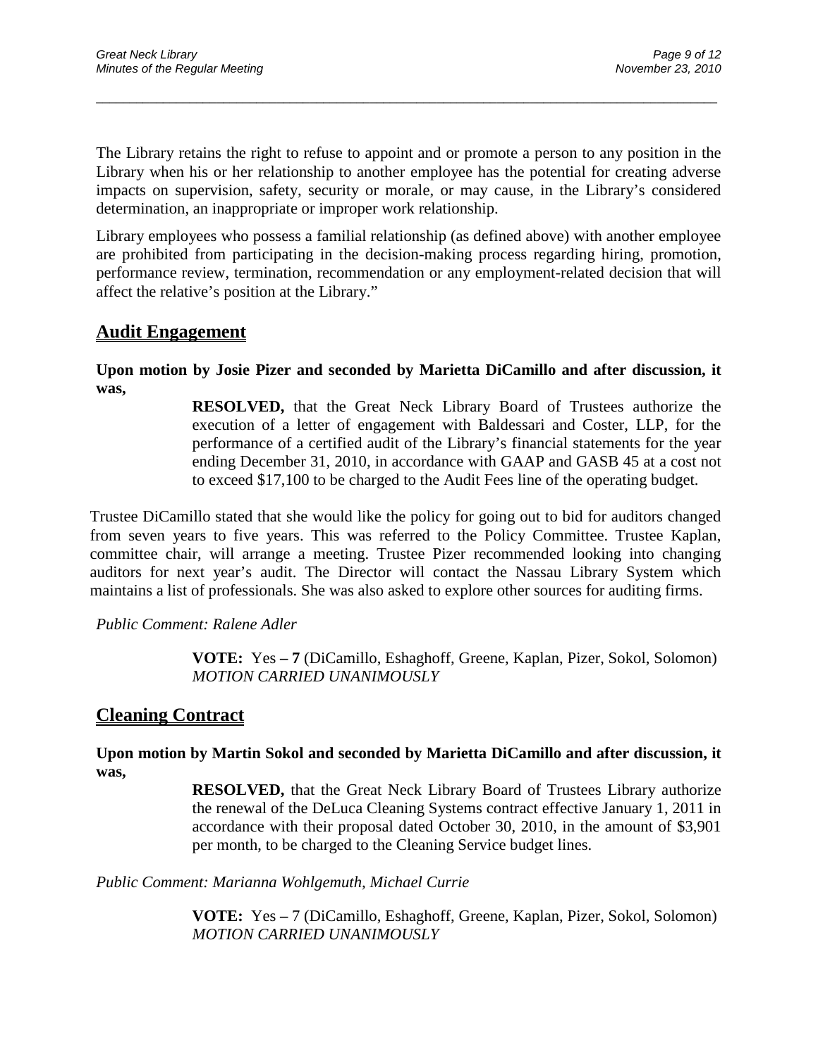The Library retains the right to refuse to appoint and or promote a person to any position in the Library when his or her relationship to another employee has the potential for creating adverse impacts on supervision, safety, security or morale, or may cause, in the Library's considered determination, an inappropriate or improper work relationship.

Library employees who possess a familial relationship (as defined above) with another employee are prohibited from participating in the decision-making process regarding hiring, promotion, performance review, termination, recommendation or any employment-related decision that will affect the relative's position at the Library."

## Audit Engagement

**Upon motion by Josie Pizer and seconded by Marietta DiCamillo and after discussion, it was,**

> **RESOLVED,** that the Great Neck Library Board of Trustees authorize the execution of a letter of engagement with Baldessari and Coster, LLP, for the performance of a certified audit of the Library's financial statements for the year ending December 31, 2010, in accordance with GAAP and GASB 45 at a cost not to exceed $17,100 to be charged to the Audit Fees line of the operating budget.

Trustee DiCamillo stated that she would like the policy for going out to bid for auditors changed from seven years to five years. This was referred to the Policy Committee. Trustee Kaplan, committee chair, will arrange a meeting. Trustee Pizer recommended looking into changing auditors for next year's audit. The Director will contact the Nassau Library System which maintains a list of professionals. She was also asked to explore other sources for auditing firms.

*Public Comment: Ralene Adler*

> **VOTE:** Yes **– 7** (DiCamillo, Eshaghoff, Greene, Kaplan, Pizer, Sokol, Solomon)
> *MOTION CARRIED UNANIMOUSLY*

## Cleaning Contract

**Upon motion by Martin Sokol and seconded by Marietta DiCamillo and after discussion, it was,**

> **RESOLVED,** that the Great Neck Library Board of Trustees Library authorize the renewal of the DeLuca Cleaning Systems contract effective January 1, 2011 in accordance with their proposal dated October 30, 2010, in the amount of $3,901 per month, to be charged to the Cleaning Service budget lines.

*Public Comment: Marianna Wohlgemuth, Michael Currie*

> **VOTE:** Yes **–** 7 (DiCamillo, Eshaghoff, Greene, Kaplan, Pizer, Sokol, Solomon)
> *MOTION CARRIED UNANIMOUSLY*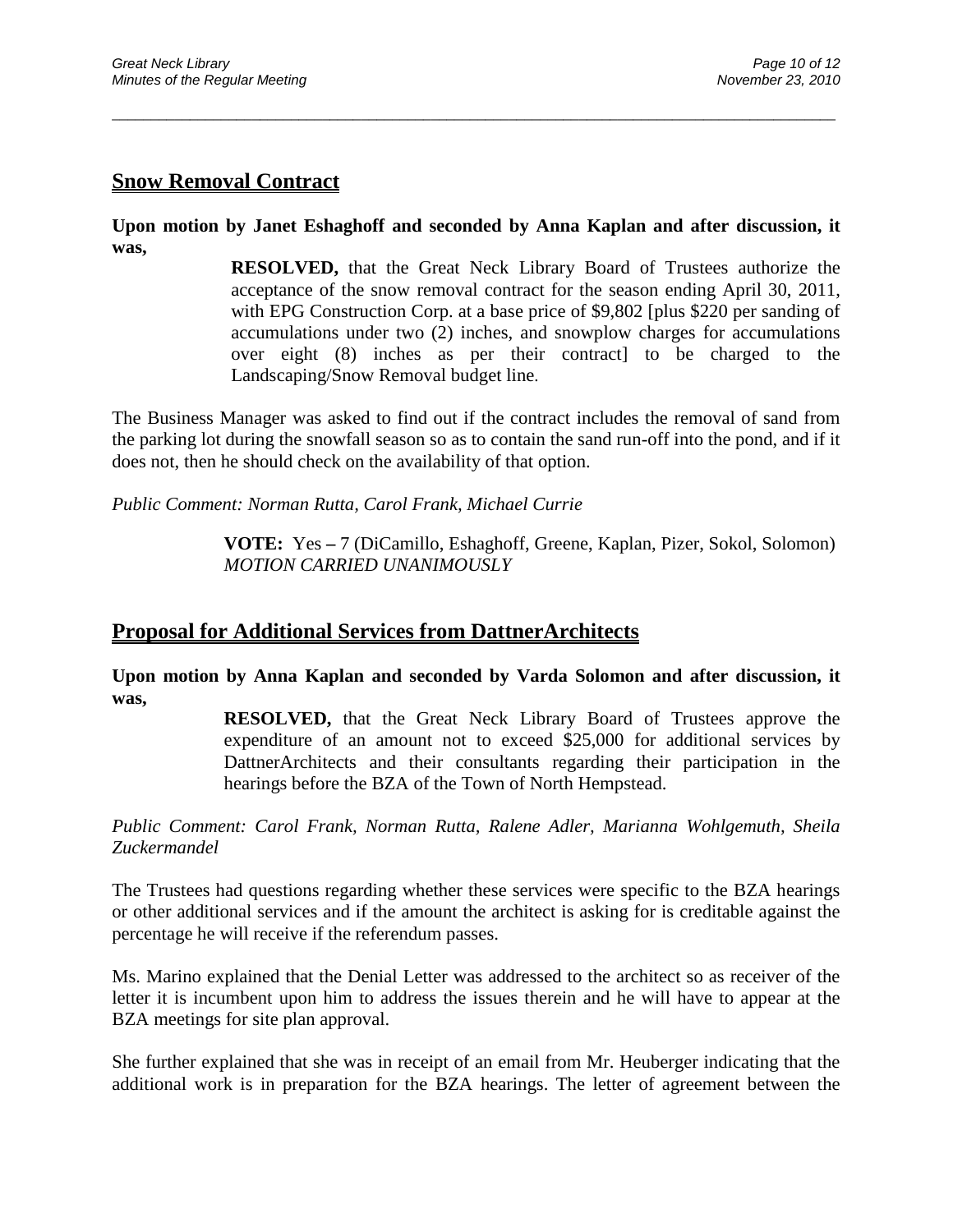## Snow Removal Contract

**Upon motion by Janet Eshaghoff and seconded by Anna Kaplan and after discussion, it was,**

> **RESOLVED,** that the Great Neck Library Board of Trustees authorize the acceptance of the snow removal contract for the season ending April 30, 2011, with EPG Construction Corp. at a base price of $9,802 [plus $220 per sanding of accumulations under two (2) inches, and snowplow charges for accumulations over eight (8) inches as per their contract] to be charged to the Landscaping/Snow Removal budget line.

The Business Manager was asked to find out if the contract includes the removal of sand from the parking lot during the snowfall season so as to contain the sand run-off into the pond, and if it does not, then he should check on the availability of that option.

*Public Comment: Norman Rutta, Carol Frank, Michael Currie*

> **VOTE:** Yes **–** 7 (DiCamillo, Eshaghoff, Greene, Kaplan, Pizer, Sokol, Solomon)
> *MOTION CARRIED UNANIMOUSLY*

## Proposal for Additional Services from DattnerArchitects

**Upon motion by Anna Kaplan and seconded by Varda Solomon and after discussion, it was,**

> **RESOLVED,** that the Great Neck Library Board of Trustees approve the expenditure of an amount not to exceed $25,000 for additional services by DattnerArchitects and their consultants regarding their participation in the hearings before the BZA of the Town of North Hempstead.

*Public Comment: Carol Frank, Norman Rutta, Ralene Adler, Marianna Wohlgemuth, Sheila Zuckermandel*

The Trustees had questions regarding whether these services were specific to the BZA hearings or other additional services and if the amount the architect is asking for is creditable against the percentage he will receive if the referendum passes.

Ms. Marino explained that the Denial Letter was addressed to the architect so as receiver of the letter it is incumbent upon him to address the issues therein and he will have to appear at the BZA meetings for site plan approval.

She further explained that she was in receipt of an email from Mr. Heuberger indicating that the additional work is in preparation for the BZA hearings. The letter of agreement between the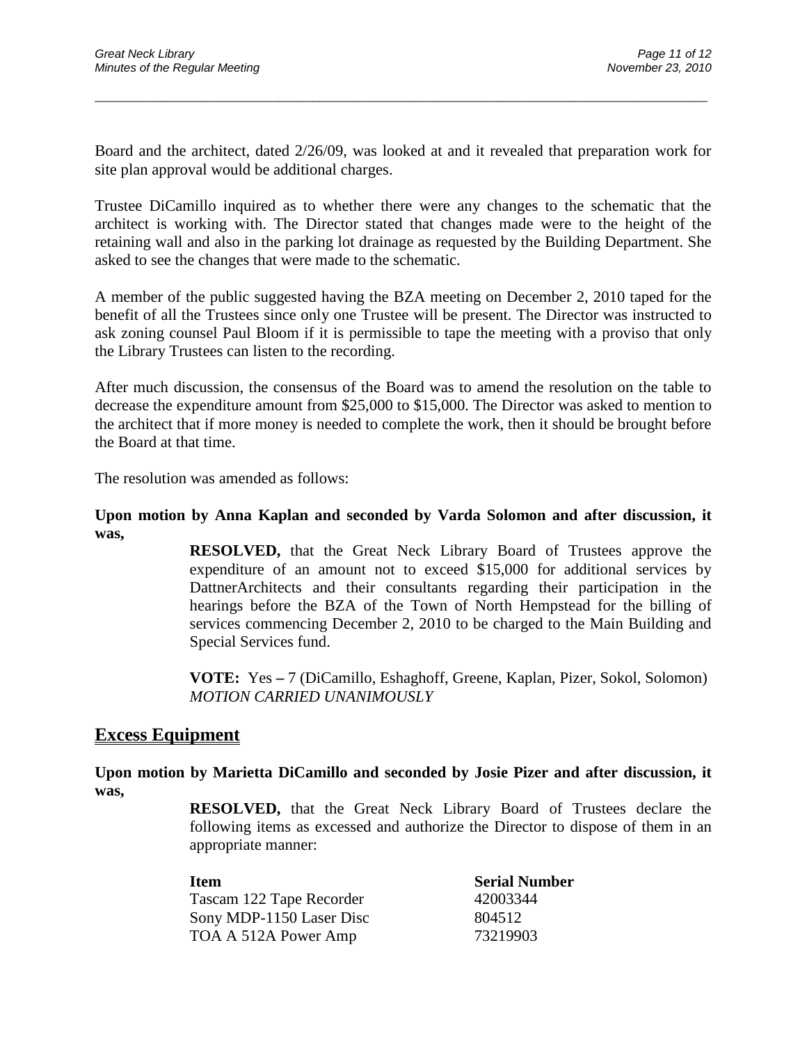Board and the architect, dated 2/26/09, was looked at and it revealed that preparation work for site plan approval would be additional charges.

Trustee DiCamillo inquired as to whether there were any changes to the schematic that the architect is working with. The Director stated that changes made were to the height of the retaining wall and also in the parking lot drainage as requested by the Building Department. She asked to see the changes that were made to the schematic.

A member of the public suggested having the BZA meeting on December 2, 2010 taped for the benefit of all the Trustees since only one Trustee will be present. The Director was instructed to ask zoning counsel Paul Bloom if it is permissible to tape the meeting with a proviso that only the Library Trustees can listen to the recording.

After much discussion, the consensus of the Board was to amend the resolution on the table to decrease the expenditure amount from $25,000 to $15,000. The Director was asked to mention to the architect that if more money is needed to complete the work, then it should be brought before the Board at that time.

The resolution was amended as follows:

**Upon motion by Anna Kaplan and seconded by Varda Solomon and after discussion, it was,**

> **RESOLVED,** that the Great Neck Library Board of Trustees approve the expenditure of an amount not to exceed $15,000 for additional services by DattnerArchitects and their consultants regarding their participation in the hearings before the BZA of the Town of North Hempstead for the billing of services commencing December 2, 2010 to be charged to the Main Building and Special Services fund.
>
> **VOTE:** Yes **–** 7 (DiCamillo, Eshaghoff, Greene, Kaplan, Pizer, Sokol, Solomon)
> *MOTION CARRIED UNANIMOUSLY*

## Excess Equipment

**Upon motion by Marietta DiCamillo and seconded by Josie Pizer and after discussion, it was,**

> **RESOLVED,** that the Great Neck Library Board of Trustees declare the following items as excessed and authorize the Director to dispose of them in an appropriate manner:

| Item | Serial Number |
|---|---|
| Tascam 122 Tape Recorder | 42003344 |
| Sony MDP-1150 Laser Disc | 804512 |
| TOA A 512A Power Amp | 73219903 |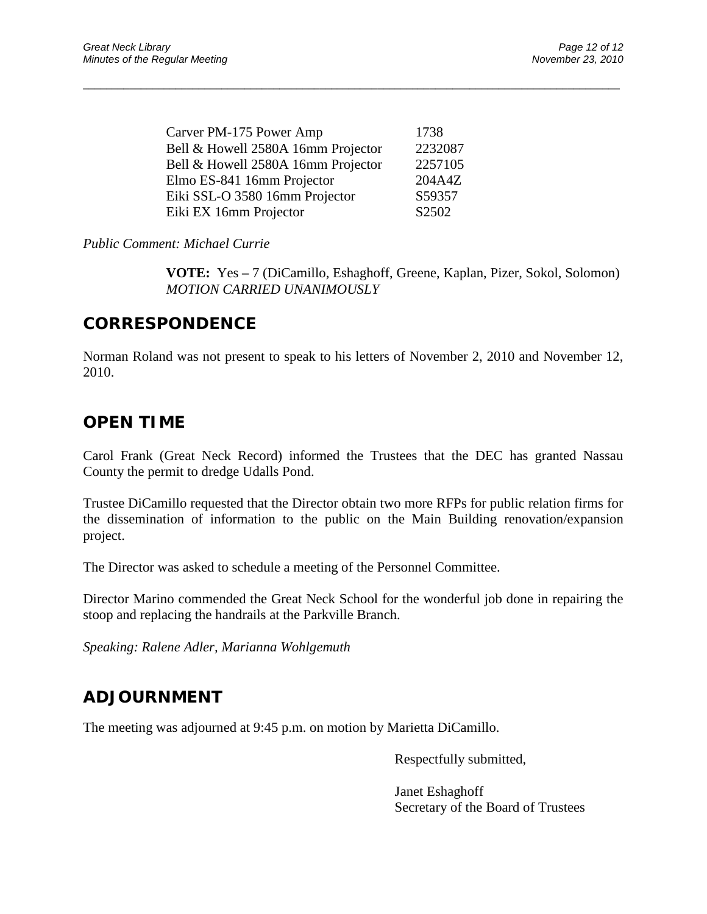| | |
|---|---|
| Carver PM-175 Power Amp | 1738 |
| Bell & Howell 2580A 16mm Projector | 2232087 |
| Bell & Howell 2580A 16mm Projector | 2257105 |
| Elmo ES-841 16mm Projector | 204A4Z |
| Eiki SSL-O 3580 16mm Projector | S59357 |
| Eiki EX 16mm Projector | S2502 |

*Public Comment: Michael Currie*

**VOTE:** Yes – 7 (DiCamillo, Eshaghoff, Greene, Kaplan, Pizer, Sokol, Solomon)
*MOTION CARRIED UNANIMOUSLY*

## CORRESPONDENCE

Norman Roland was not present to speak to his letters of November 2, 2010 and November 12, 2010.

## OPEN TIME

Carol Frank (Great Neck Record) informed the Trustees that the DEC has granted Nassau County the permit to dredge Udalls Pond.

Trustee DiCamillo requested that the Director obtain two more RFPs for public relation firms for the dissemination of information to the public on the Main Building renovation/expansion project.

The Director was asked to schedule a meeting of the Personnel Committee.

Director Marino commended the Great Neck School for the wonderful job done in repairing the stoop and replacing the handrails at the Parkville Branch.

*Speaking: Ralene Adler, Marianna Wohlgemuth*

## ADJOURNMENT

The meeting was adjourned at 9:45 p.m. on motion by Marietta DiCamillo.

Respectfully submitted,

Janet Eshaghoff
Secretary of the Board of Trustees